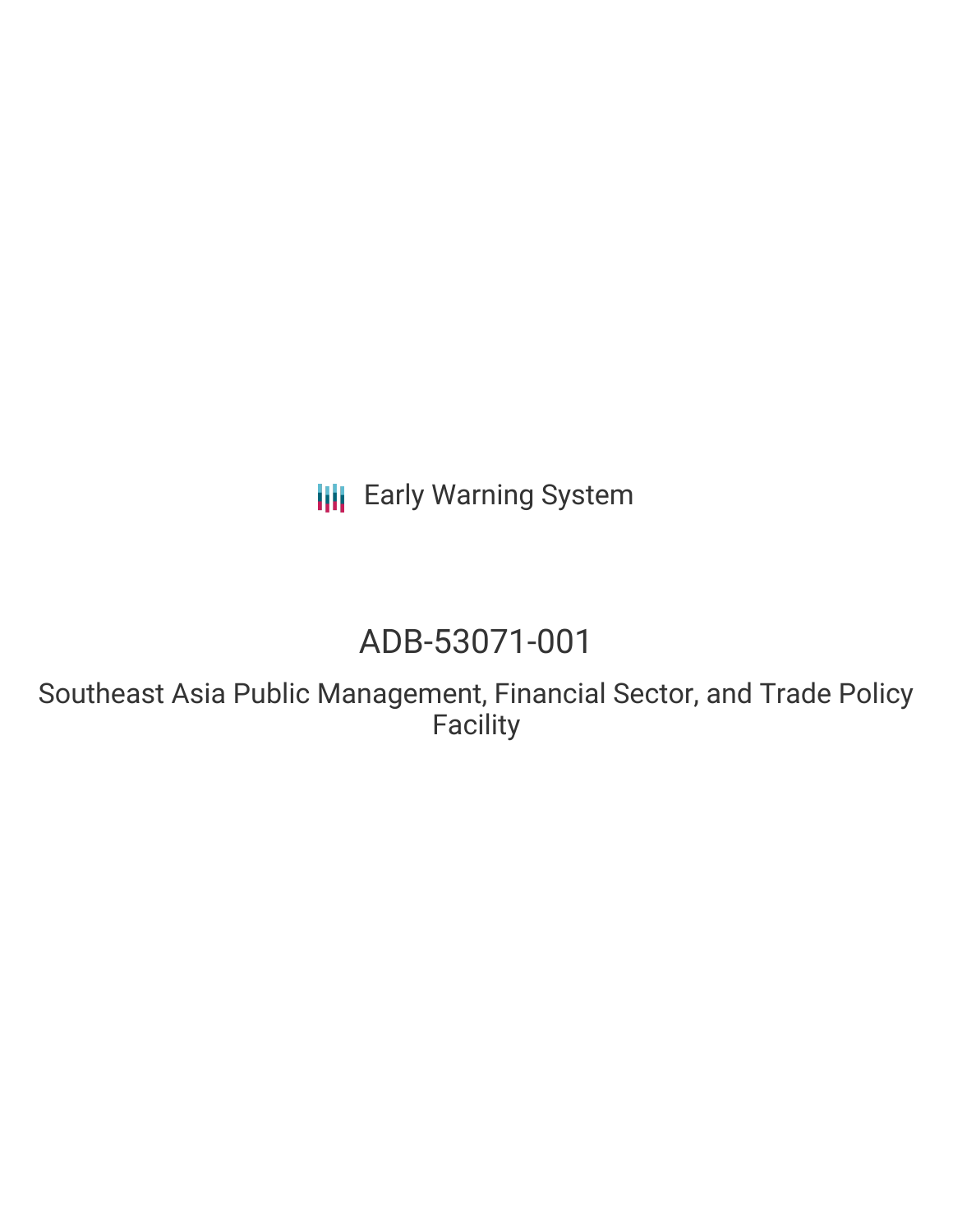Early Warning System

# ADB-53071-001

## Southeast Asia Public Management, Financial Sector, and Trade Policy Facility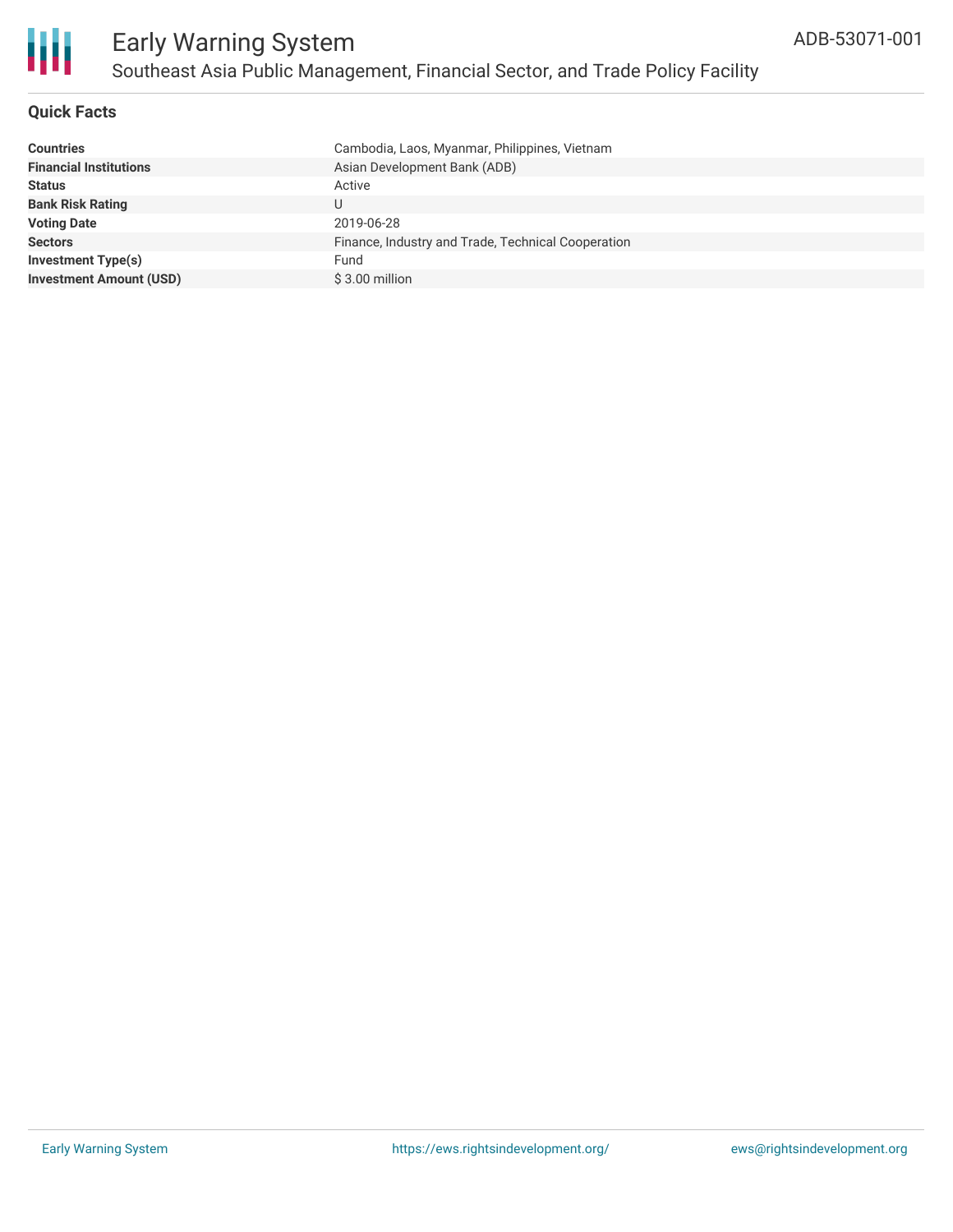## Quick Facts

| | |
|---|---|
| **Countries** | Cambodia, Laos, Myanmar, Philippines, Vietnam |
| **Financial Institutions** | Asian Development Bank (ADB) |
| **Status** | Active |
| **Bank Risk Rating** | U |
| **Voting Date** | 2019-06-28 |
| **Sectors** | Finance, Industry and Trade, Technical Cooperation |
| **Investment Type(s)** | Fund |
| **Investment Amount (USD)** | $ 3.00 million |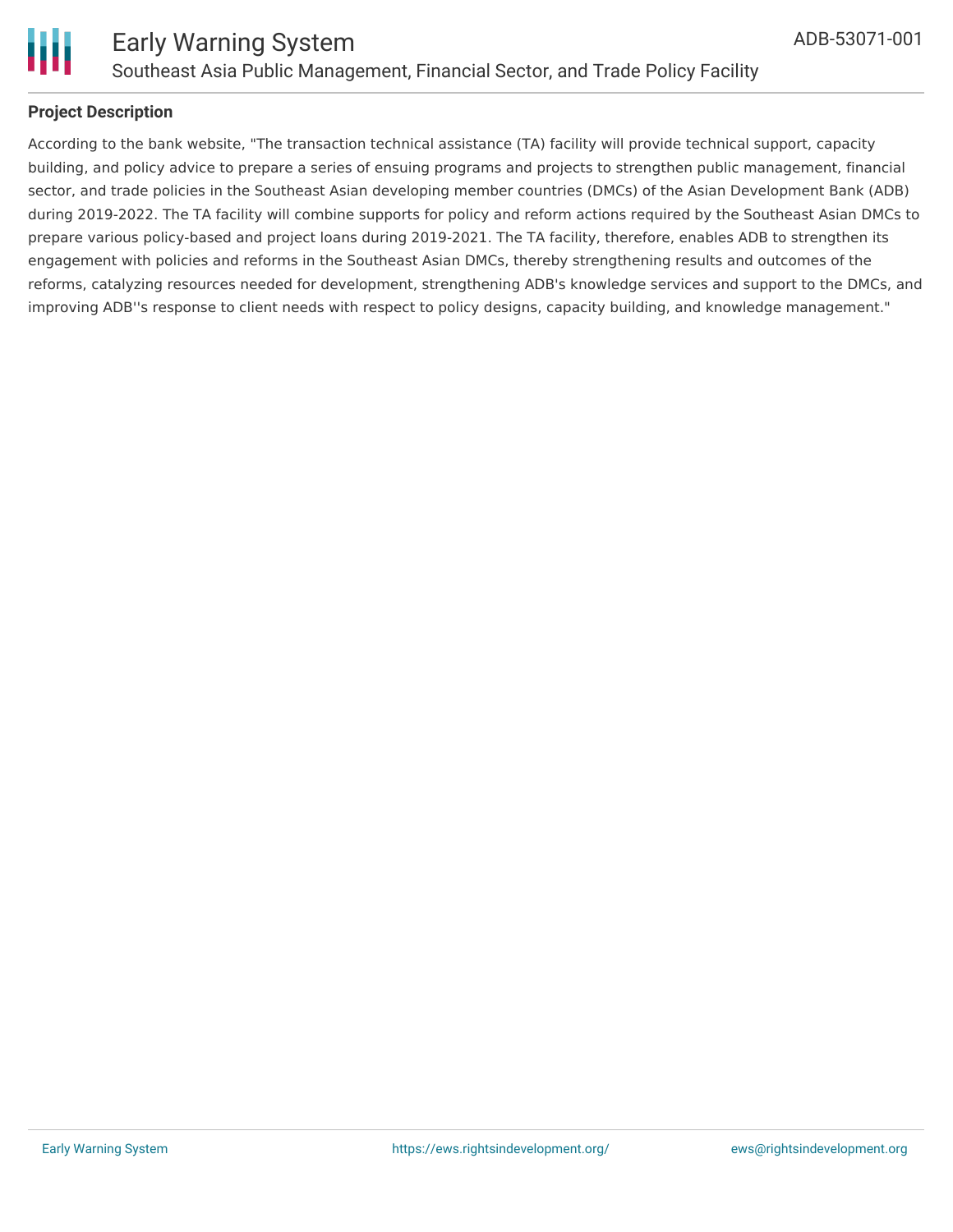**Project Description**

According to the bank website, "The transaction technical assistance (TA) facility will provide technical support, capacity building, and policy advice to prepare a series of ensuing programs and projects to strengthen public management, financial sector, and trade policies in the Southeast Asian developing member countries (DMCs) of the Asian Development Bank (ADB) during 2019-2022. The TA facility will combine supports for policy and reform actions required by the Southeast Asian DMCs to prepare various policy-based and project loans during 2019-2021. The TA facility, therefore, enables ADB to strengthen its engagement with policies and reforms in the Southeast Asian DMCs, thereby strengthening results and outcomes of the reforms, catalyzing resources needed for development, strengthening ADB's knowledge services and support to the DMCs, and improving ADB''s response to client needs with respect to policy designs, capacity building, and knowledge management."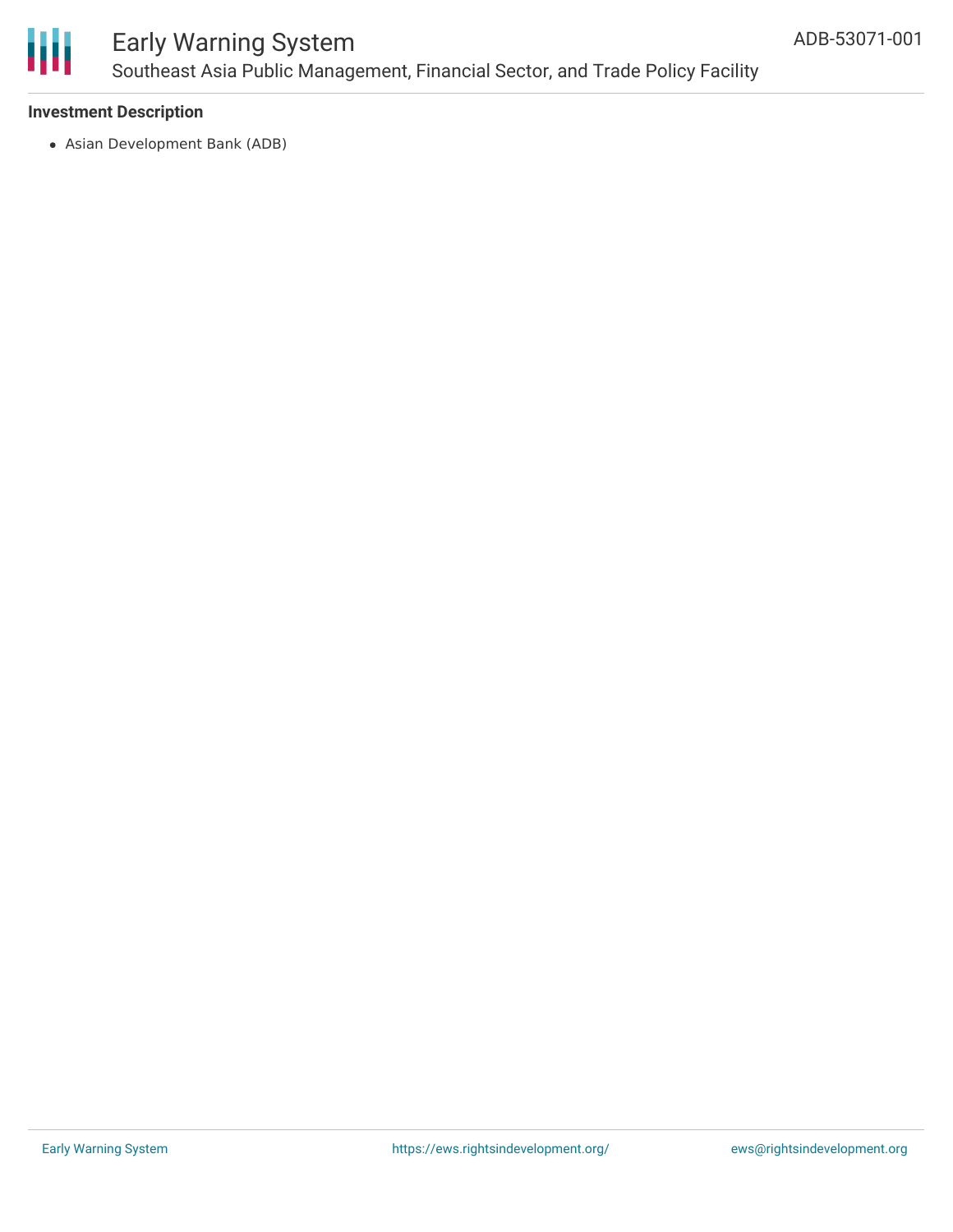**Investment Description**

- Asian Development Bank (ADB)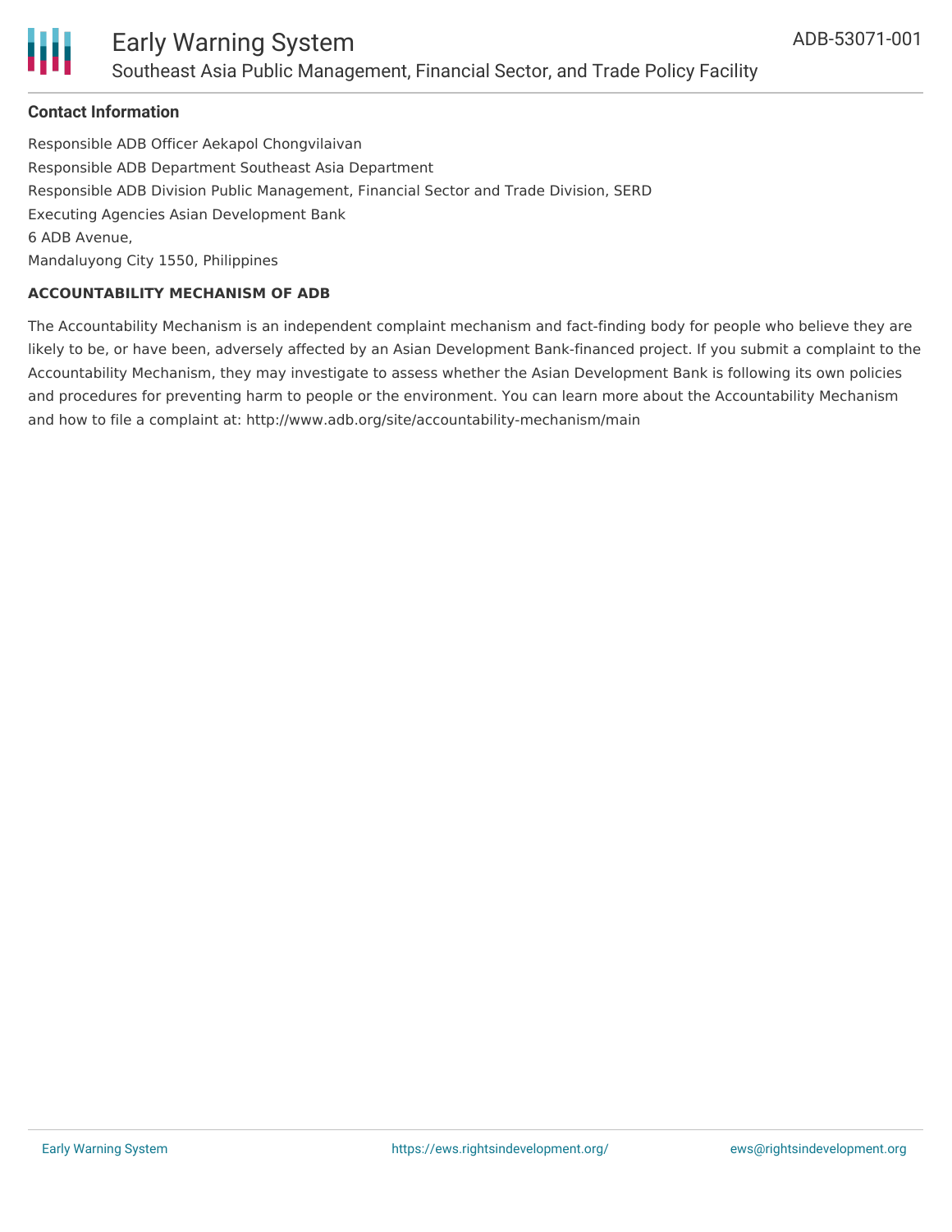## Contact Information

Responsible ADB Officer Aekapol Chongvilaivan
Responsible ADB Department Southeast Asia Department
Responsible ADB Division Public Management, Financial Sector and Trade Division, SERD
Executing Agencies Asian Development Bank
6 ADB Avenue,
Mandaluyong City 1550, Philippines

### ACCOUNTABILITY MECHANISM OF ADB

The Accountability Mechanism is an independent complaint mechanism and fact-finding body for people who believe they are likely to be, or have been, adversely affected by an Asian Development Bank-financed project. If you submit a complaint to the Accountability Mechanism, they may investigate to assess whether the Asian Development Bank is following its own policies and procedures for preventing harm to people or the environment. You can learn more about the Accountability Mechanism and how to file a complaint at: http://www.adb.org/site/accountability-mechanism/main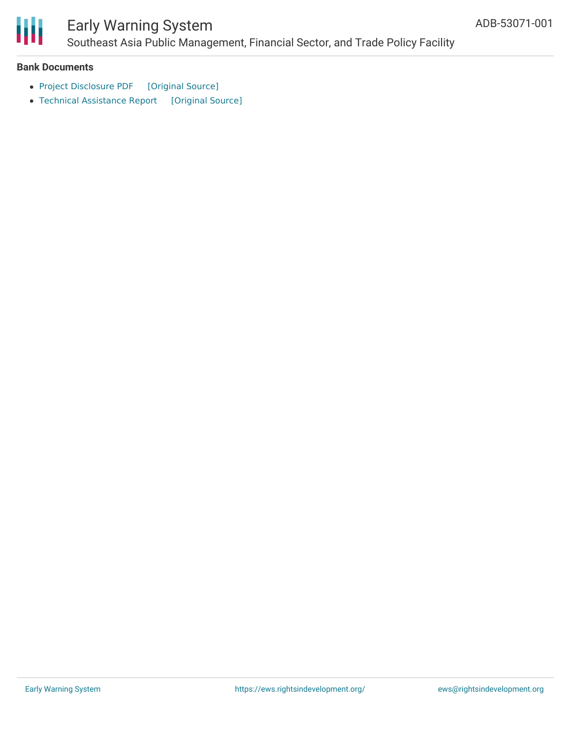**Bank Documents**

- Project Disclosure PDF [Original Source]
- Technical Assistance Report [Original Source]